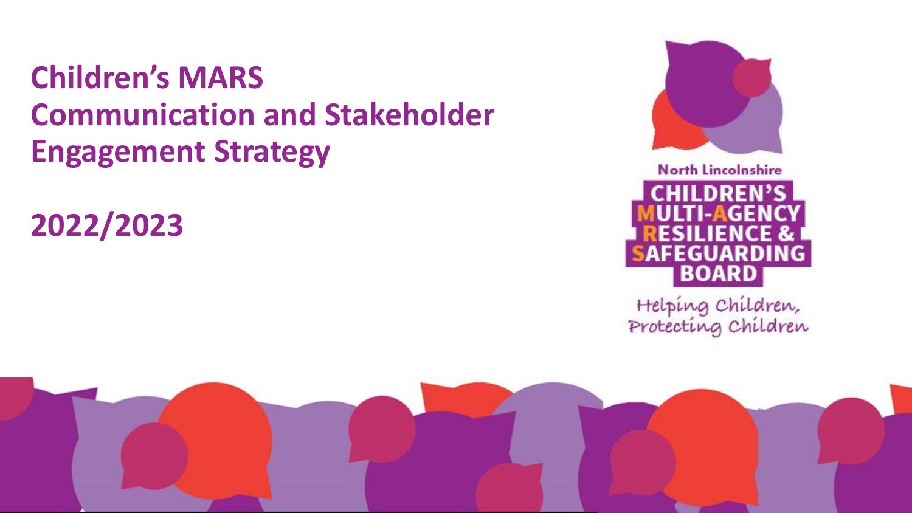# Children's MARS Communication and Stakeholder Engagement Strategy

# 2022/2023

North Lincolnshire

CHILDREN'S MULTI-AGENCY RESILIENCE & SAFEGUARDING BOARD

Helping Children, Protecting Children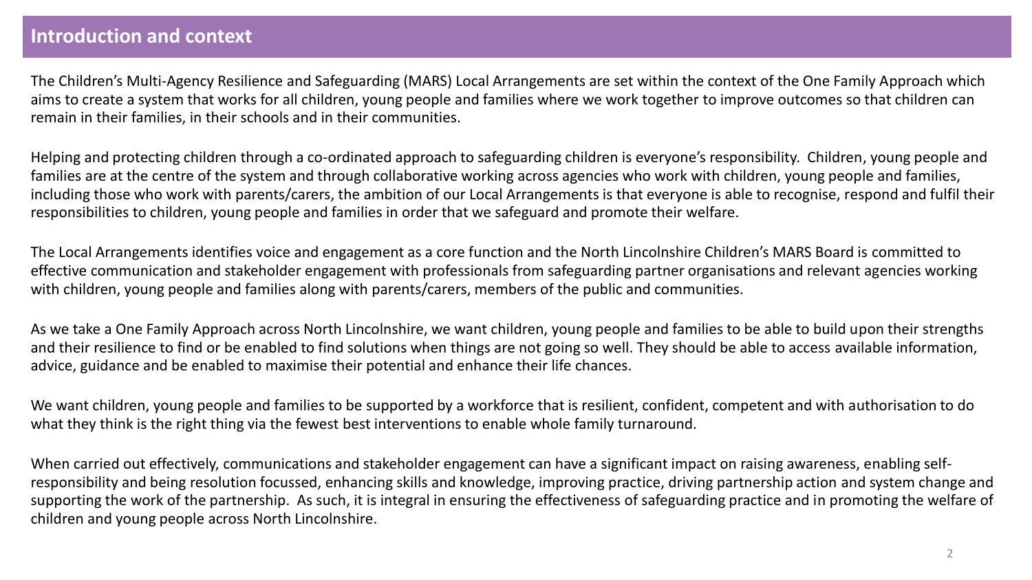## Introduction and context

The Children's Multi-Agency Resilience and Safeguarding (MARS) Local Arrangements are set within the context of the One Family Approach which aims to create a system that works for all children, young people and families where we work together to improve outcomes so that children can remain in their families, in their schools and in their communities.

Helping and protecting children through a co-ordinated approach to safeguarding children is everyone's responsibility. Children, young people and families are at the centre of the system and through collaborative working across agencies who work with children, young people and families, including those who work with parents/carers, the ambition of our Local Arrangements is that everyone is able to recognise, respond and fulfil their responsibilities to children, young people and families in order that we safeguard and promote their welfare.

The Local Arrangements identifies voice and engagement as a core function and the North Lincolnshire Children's MARS Board is committed to effective communication and stakeholder engagement with professionals from safeguarding partner organisations and relevant agencies working with children, young people and families along with parents/carers, members of the public and communities.

As we take a One Family Approach across North Lincolnshire, we want children, young people and families to be able to build upon their strengths and their resilience to find or be enabled to find solutions when things are not going so well. They should be able to access available information, advice, guidance and be enabled to maximise their potential and enhance their life chances.

We want children, young people and families to be supported by a workforce that is resilient, confident, competent and with authorisation to do what they think is the right thing via the fewest best interventions to enable whole family turnaround.

When carried out effectively, communications and stakeholder engagement can have a significant impact on raising awareness, enabling self-responsibility and being resolution focussed, enhancing skills and knowledge, improving practice, driving partnership action and system change and supporting the work of the partnership. As such, it is integral in ensuring the effectiveness of safeguarding practice and in promoting the welfare of children and young people across North Lincolnshire.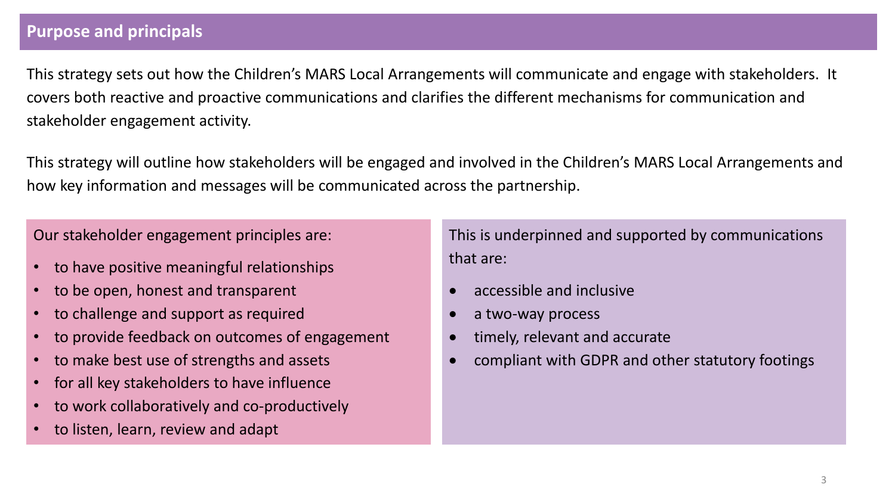## Purpose and principals

This strategy sets out how the Children's MARS Local Arrangements will communicate and engage with stakeholders. It covers both reactive and proactive communications and clarifies the different mechanisms for communication and stakeholder engagement activity.

This strategy will outline how stakeholders will be engaged and involved in the Children's MARS Local Arrangements and how key information and messages will be communicated across the partnership.

Our stakeholder engagement principles are:

- to have positive meaningful relationships
- to be open, honest and transparent
- to challenge and support as required
- to provide feedback on outcomes of engagement
- to make best use of strengths and assets
- for all key stakeholders to have influence
- to work collaboratively and co-productively
- to listen, learn, review and adapt

This is underpinned and supported by communications that are:

- accessible and inclusive
- a two-way process
- timely, relevant and accurate
- compliant with GDPR and other statutory footings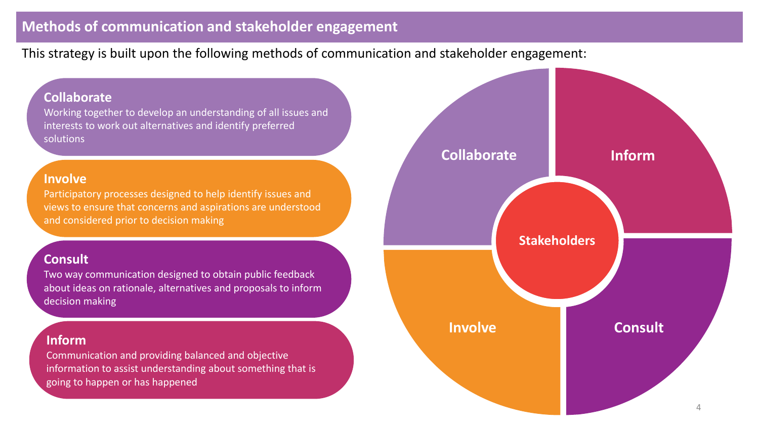## Methods of communication and stakeholder engagement

This strategy is built upon the following methods of communication and stakeholder engagement:

**Collaborate**
Working together to develop an understanding of all issues and interests to work out alternatives and identify preferred solutions

**Involve**
Participatory processes designed to help identify issues and views to ensure that concerns and aspirations are understood and considered prior to decision making

**Consult**
Two way communication designed to obtain public feedback about ideas on rationale, alternatives and proposals to inform decision making

**Inform**
Communication and providing balanced and objective information to assist understanding about something that is going to happen or has happened

Collaborate | Inform | Stakeholders | Involve | Consult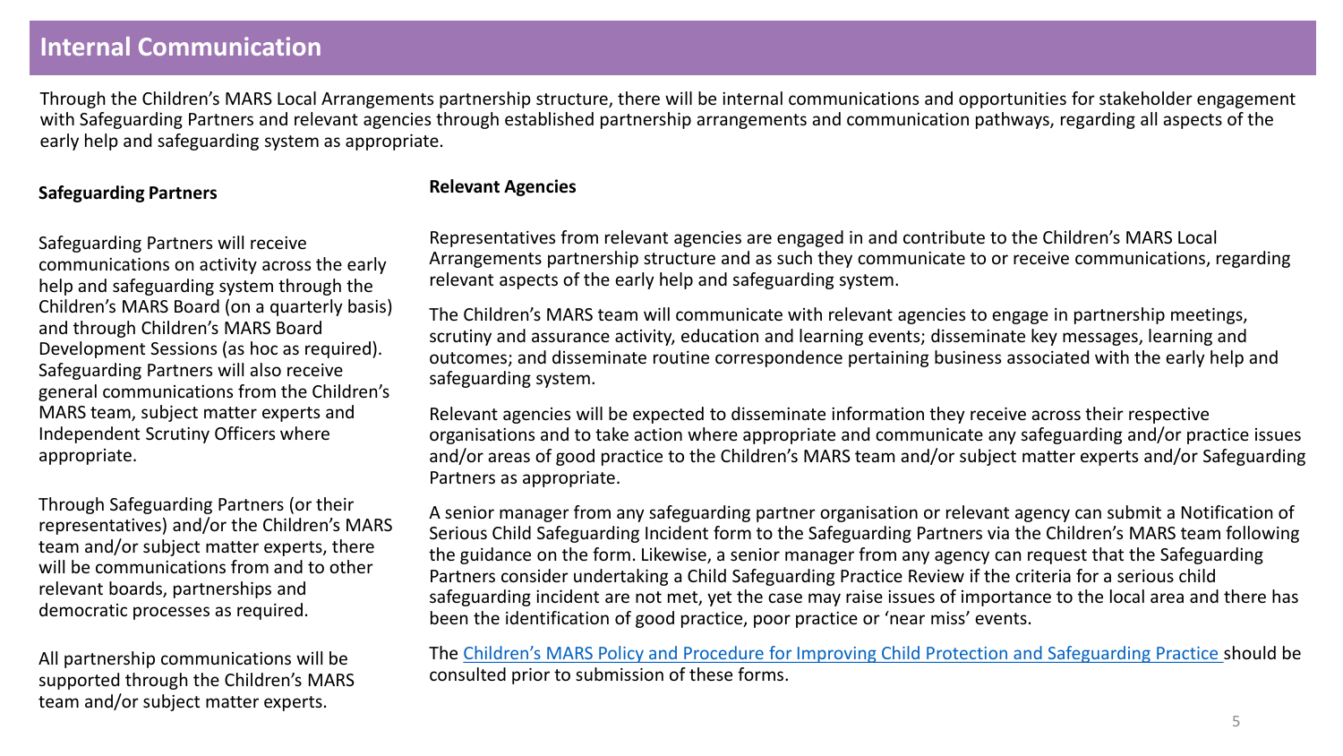# Internal Communication

Through the Children's MARS Local Arrangements partnership structure, there will be internal communications and opportunities for stakeholder engagement with Safeguarding Partners and relevant agencies through established partnership arrangements and communication pathways, regarding all aspects of the early help and safeguarding system as appropriate.

### Safeguarding Partners

Safeguarding Partners will receive communications on activity across the early help and safeguarding system through the Children's MARS Board (on a quarterly basis) and through Children's MARS Board Development Sessions (as hoc as required). Safeguarding Partners will also receive general communications from the Children's MARS team, subject matter experts and Independent Scrutiny Officers where appropriate.

Through Safeguarding Partners (or their representatives) and/or the Children's MARS team and/or subject matter experts, there will be communications from and to other relevant boards, partnerships and democratic processes as required.

All partnership communications will be supported through the Children's MARS team and/or subject matter experts.

### Relevant Agencies

Representatives from relevant agencies are engaged in and contribute to the Children's MARS Local Arrangements partnership structure and as such they communicate to or receive communications, regarding relevant aspects of the early help and safeguarding system.

The Children's MARS team will communicate with relevant agencies to engage in partnership meetings, scrutiny and assurance activity, education and learning events; disseminate key messages, learning and outcomes; and disseminate routine correspondence pertaining business associated with the early help and safeguarding system.

Relevant agencies will be expected to disseminate information they receive across their respective organisations and to take action where appropriate and communicate any safeguarding and/or practice issues and/or areas of good practice to the Children's MARS team and/or subject matter experts and/or Safeguarding Partners as appropriate.

A senior manager from any safeguarding partner organisation or relevant agency can submit a Notification of Serious Child Safeguarding Incident form to the Safeguarding Partners via the Children's MARS team following the guidance on the form. Likewise, a senior manager from any agency can request that the Safeguarding Partners consider undertaking a Child Safeguarding Practice Review if the criteria for a serious child safeguarding incident are not met, yet the case may raise issues of importance to the local area and there has been the identification of good practice, poor practice or 'near miss' events.

The Children's MARS Policy and Procedure for Improving Child Protection and Safeguarding Practice should be consulted prior to submission of these forms.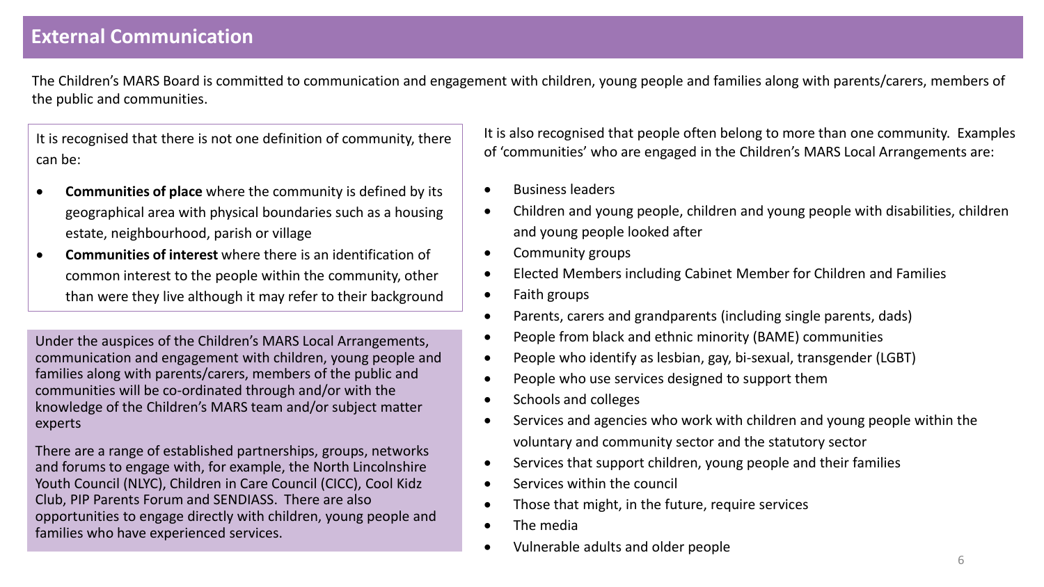# External Communication

The Children's MARS Board is committed to communication and engagement with children, young people and families along with parents/carers, members of the public and communities.

It is recognised that there is not one definition of community, there can be:

- **Communities of place** where the community is defined by its geographical area with physical boundaries such as a housing estate, neighbourhood, parish or village
- **Communities of interest** where there is an identification of common interest to the people within the community, other than were they live although it may refer to their background

Under the auspices of the Children's MARS Local Arrangements, communication and engagement with children, young people and families along with parents/carers, members of the public and communities will be co-ordinated through and/or with the knowledge of the Children's MARS team and/or subject matter experts

There are a range of established partnerships, groups, networks and forums to engage with, for example, the North Lincolnshire Youth Council (NLYC), Children in Care Council (CICC), Cool Kidz Club, PIP Parents Forum and SENDIASS. There are also opportunities to engage directly with children, young people and families who have experienced services.

It is also recognised that people often belong to more than one community. Examples of 'communities' who are engaged in the Children's MARS Local Arrangements are:

- Business leaders
- Children and young people, children and young people with disabilities, children and young people looked after
- Community groups
- Elected Members including Cabinet Member for Children and Families
- Faith groups
- Parents, carers and grandparents (including single parents, dads)
- People from black and ethnic minority (BAME) communities
- People who identify as lesbian, gay, bi-sexual, transgender (LGBT)
- People who use services designed to support them
- Schools and colleges
- Services and agencies who work with children and young people within the voluntary and community sector and the statutory sector
- Services that support children, young people and their families
- Services within the council
- Those that might, in the future, require services
- The media
- Vulnerable adults and older people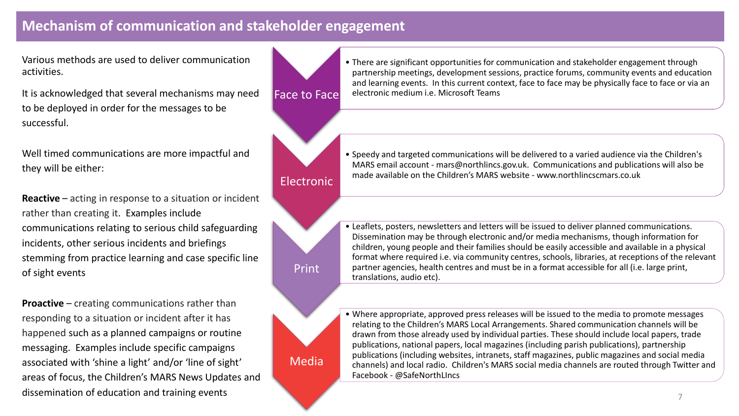# Mechanism of communication and stakeholder engagement

Various methods are used to deliver communication activities.

It is acknowledged that several mechanisms may need to be deployed in order for the messages to be successful.

Well timed communications are more impactful and they will be either:

**Reactive** – acting in response to a situation or incident rather than creating it. Examples include communications relating to serious child safeguarding incidents, other serious incidents and briefings stemming from practice learning and case specific line of sight events

**Proactive** – creating communications rather than responding to a situation or incident after it has happened such as a planned campaigns or routine messaging. Examples include specific campaigns associated with 'shine a light' and/or 'line of sight' areas of focus, the Children's MARS News Updates and dissemination of education and training events

## Face to Face

- There are significant opportunities for communication and stakeholder engagement through partnership meetings, development sessions, practice forums, community events and education and learning events. In this current context, face to face may be physically face to face or via an electronic medium i.e. Microsoft Teams

## Electronic

- Speedy and targeted communications will be delivered to a varied audience via the Children's MARS email account - mars@northlincs.gov.uk. Communications and publications will also be made available on the Children's MARS website - www.northlincscmars.co.uk

## Print

- Leaflets, posters, newsletters and letters will be issued to deliver planned communications. Dissemination may be through electronic and/or media mechanisms, though information for children, young people and their families should be easily accessible and available in a physical format where required i.e. via community centres, schools, libraries, at receptions of the relevant partner agencies, health centres and must be in a format accessible for all (i.e. large print, translations, audio etc).

## Media

- Where appropriate, approved press releases will be issued to the media to promote messages relating to the Children's MARS Local Arrangements. Shared communication channels will be drawn from those already used by individual parties. These should include local papers, trade publications, national papers, local magazines (including parish publications), partnership publications (including websites, intranets, staff magazines, public magazines and social media channels) and local radio. Children's MARS social media channels are routed through Twitter and Facebook - @SafeNorthLIncs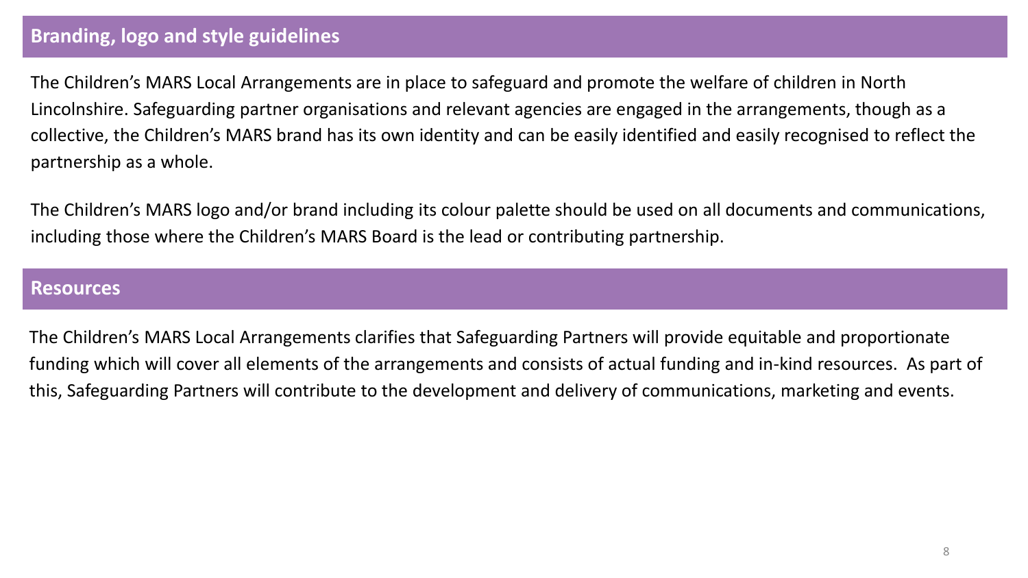## Branding, logo and style guidelines

The Children's MARS Local Arrangements are in place to safeguard and promote the welfare of children in North Lincolnshire. Safeguarding partner organisations and relevant agencies are engaged in the arrangements, though as a collective, the Children's MARS brand has its own identity and can be easily identified and easily recognised to reflect the partnership as a whole.

The Children's MARS logo and/or brand including its colour palette should be used on all documents and communications, including those where the Children's MARS Board is the lead or contributing partnership.

## Resources

The Children's MARS Local Arrangements clarifies that Safeguarding Partners will provide equitable and proportionate funding which will cover all elements of the arrangements and consists of actual funding and in-kind resources. As part of this, Safeguarding Partners will contribute to the development and delivery of communications, marketing and events.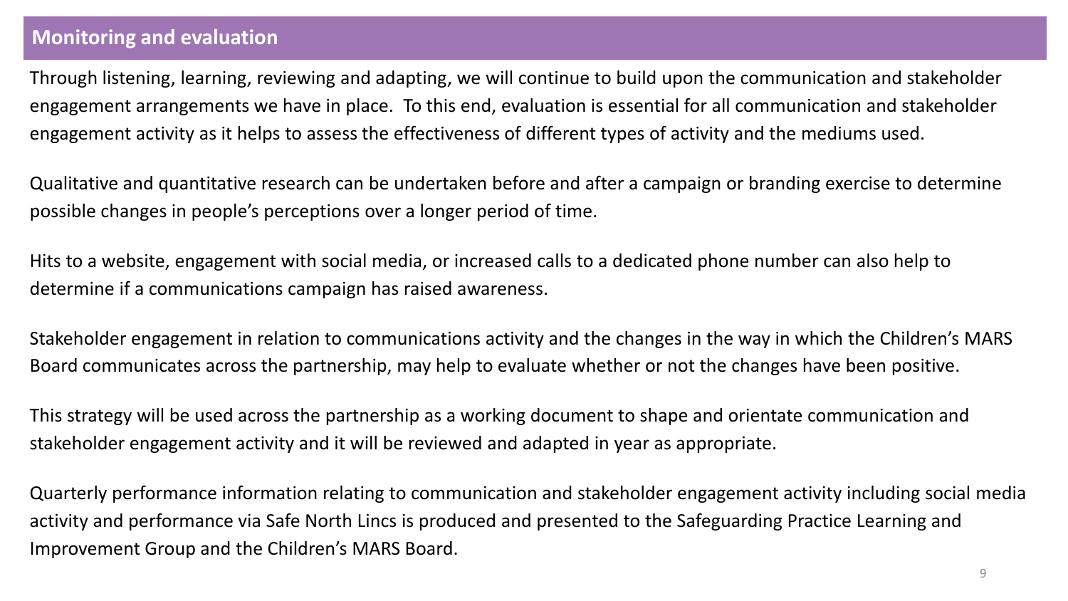## Monitoring and evaluation

Through listening, learning, reviewing and adapting, we will continue to build upon the communication and stakeholder engagement arrangements we have in place. To this end, evaluation is essential for all communication and stakeholder engagement activity as it helps to assess the effectiveness of different types of activity and the mediums used.

Qualitative and quantitative research can be undertaken before and after a campaign or branding exercise to determine possible changes in people's perceptions over a longer period of time.

Hits to a website, engagement with social media, or increased calls to a dedicated phone number can also help to determine if a communications campaign has raised awareness.

Stakeholder engagement in relation to communications activity and the changes in the way in which the Children's MARS Board communicates across the partnership, may help to evaluate whether or not the changes have been positive.

This strategy will be used across the partnership as a working document to shape and orientate communication and stakeholder engagement activity and it will be reviewed and adapted in year as appropriate.

Quarterly performance information relating to communication and stakeholder engagement activity including social media activity and performance via Safe North Lincs is produced and presented to the Safeguarding Practice Learning and Improvement Group and the Children's MARS Board.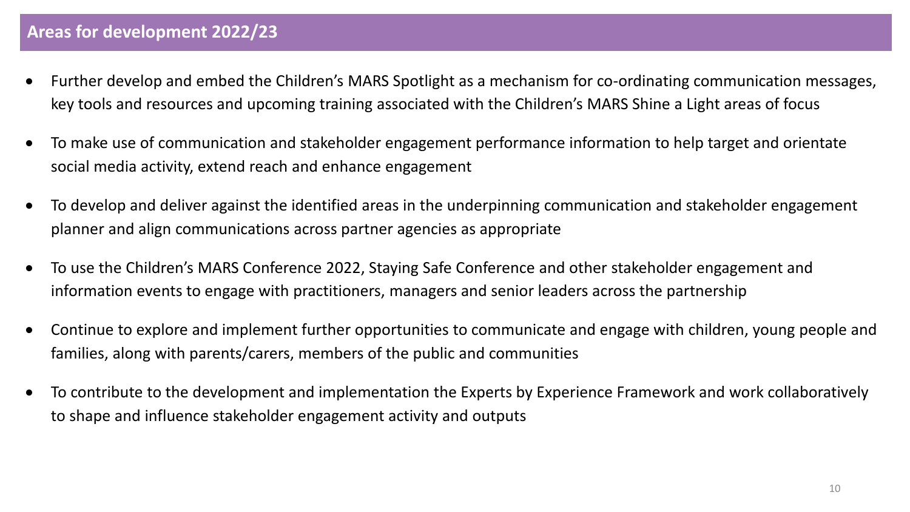## Areas for development 2022/23

- Further develop and embed the Children's MARS Spotlight as a mechanism for co-ordinating communication messages, key tools and resources and upcoming training associated with the Children's MARS Shine a Light areas of focus
- To make use of communication and stakeholder engagement performance information to help target and orientate social media activity, extend reach and enhance engagement
- To develop and deliver against the identified areas in the underpinning communication and stakeholder engagement planner and align communications across partner agencies as appropriate
- To use the Children's MARS Conference 2022, Staying Safe Conference and other stakeholder engagement and information events to engage with practitioners, managers and senior leaders across the partnership
- Continue to explore and implement further opportunities to communicate and engage with children, young people and families, along with parents/carers, members of the public and communities
- To contribute to the development and implementation the Experts by Experience Framework and work collaboratively to shape and influence stakeholder engagement activity and outputs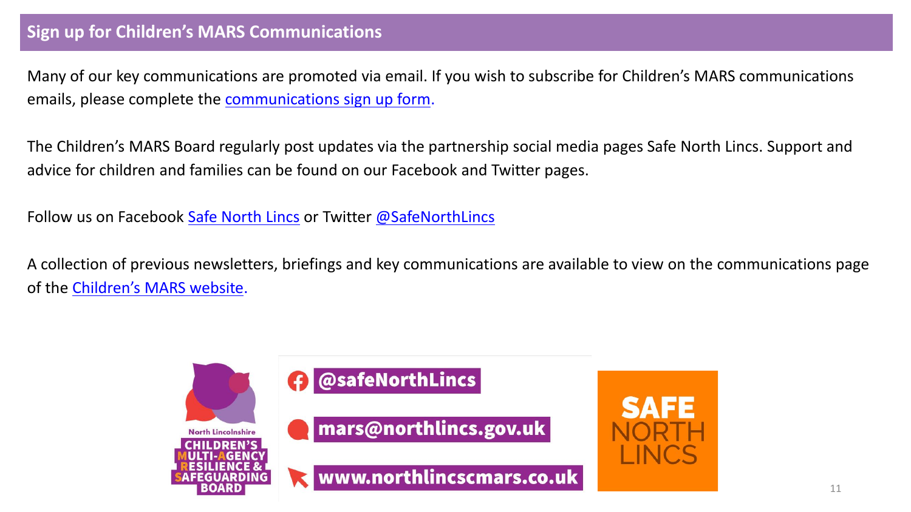## Sign up for Children's MARS Communications

Many of our key communications are promoted via email. If you wish to subscribe for Children's MARS communications emails, please complete the communications sign up form.

The Children's MARS Board regularly post updates via the partnership social media pages Safe North Lincs. Support and advice for children and families can be found on our Facebook and Twitter pages.

Follow us on Facebook Safe North Lincs or Twitter @SafeNorthLincs

A collection of previous newsletters, briefings and key communications are available to view on the communications page of the Children's MARS website.

North Lincolnshire CHILDREN'S MULTI-AGENCY RESILIENCE & SAFEGUARDING BOARD

@safeNorthLincs

mars@northlincs.gov.uk

www.northlincscmars.co.uk

SAFE NORTH LINCS